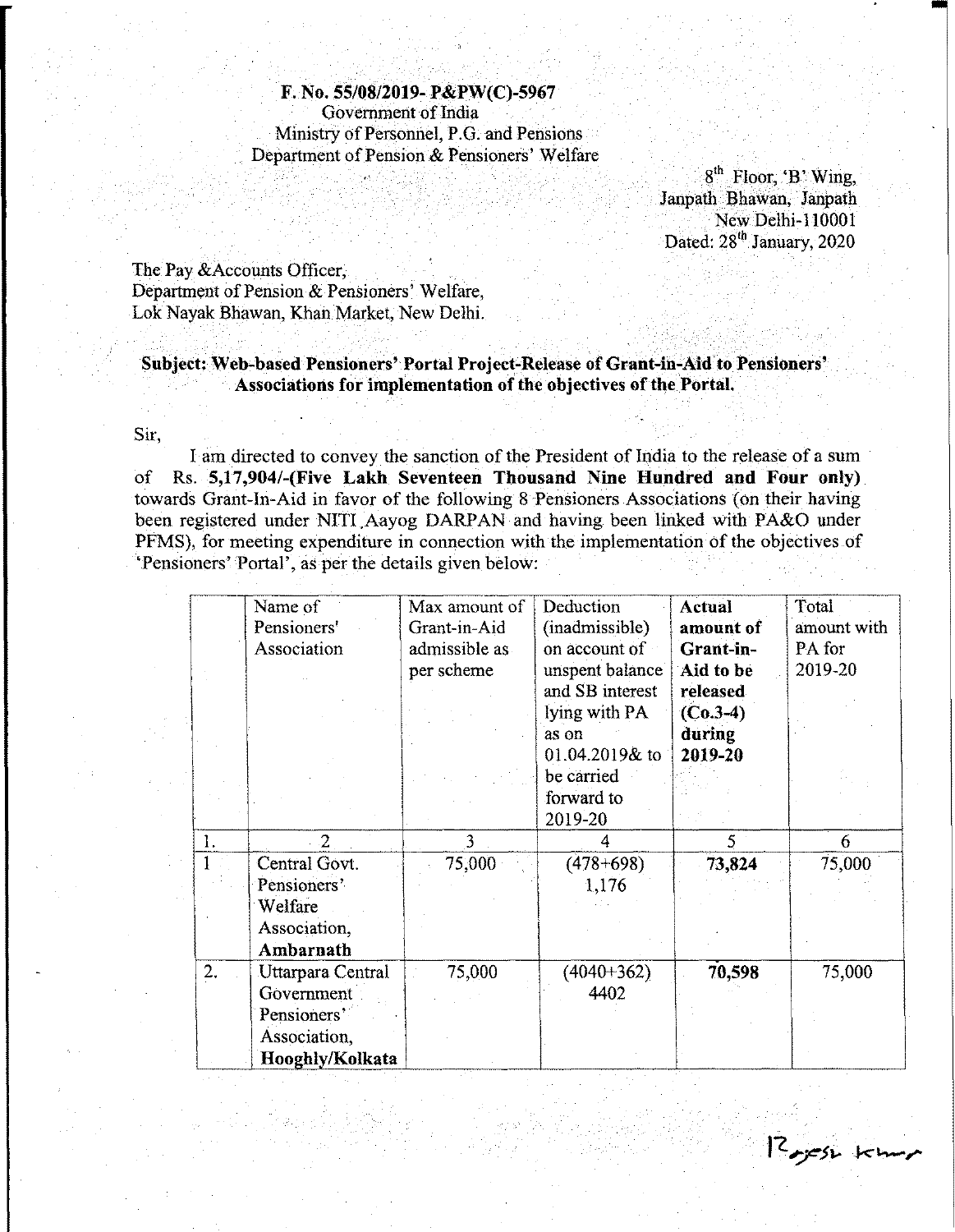**F. No. 55/08/2019- P&PW(C)-5967**
Government of India
Ministry of Personnel, P.G. and Pensions
Department of Pension & Pensioners' Welfare

8th Floor, 'B' Wing,
Janpath Bhawan, Janpath
New Delhi-110001
Dated: 28th January, 2020

The Pay &Accounts Officer,
Department of Pension & Pensioners' Welfare,
Lok Nayak Bhawan, Khan Market, New Delhi.

**Subject: Web-based Pensioners' Portal Project-Release of Grant-in-Aid to Pensioners' Associations for implementation of the objectives of the Portal.**

Sir,

I am directed to convey the sanction of the President of India to the release of a sum of Rs. **5,17,904/-(Five Lakh Seventeen Thousand Nine Hundred and Four only)** towards Grant-In-Aid in favor of the following 8 Pensioners Associations (on their having been registered under NITI Aayog DARPAN and having been linked with PA&O under PFMS), for meeting expenditure in connection with the implementation of the objectives of 'Pensioners' Portal', as per the details given below:

| | Name of Pensioners' Association | Max amount of Grant-in-Aid admissible as per scheme | Deduction (inadmissible) on account of unspent balance and SB interest lying with PA as on 01.04.2019& to be carried forward to 2019-20 | **Actual amount of Grant-in-Aid to be released (Co.3-4) during 2019-20** | Total amount with PA for 2019-20 |
|---|---|---|---|---|---|
| 1. | 2 | 3 | 4 | 5 | 6 |
| 1 | Central Govt. Pensioners' Welfare Association, **Ambarnath** | 75,000 | (478+698) 1,176 | **73,824** | 75,000 |
| 2. | Uttarpara Central Government Pensioners' Association, **Hooghly/Kolkata** | 75,000 | (4040+362) 4402 | **70,598** | 75,000 |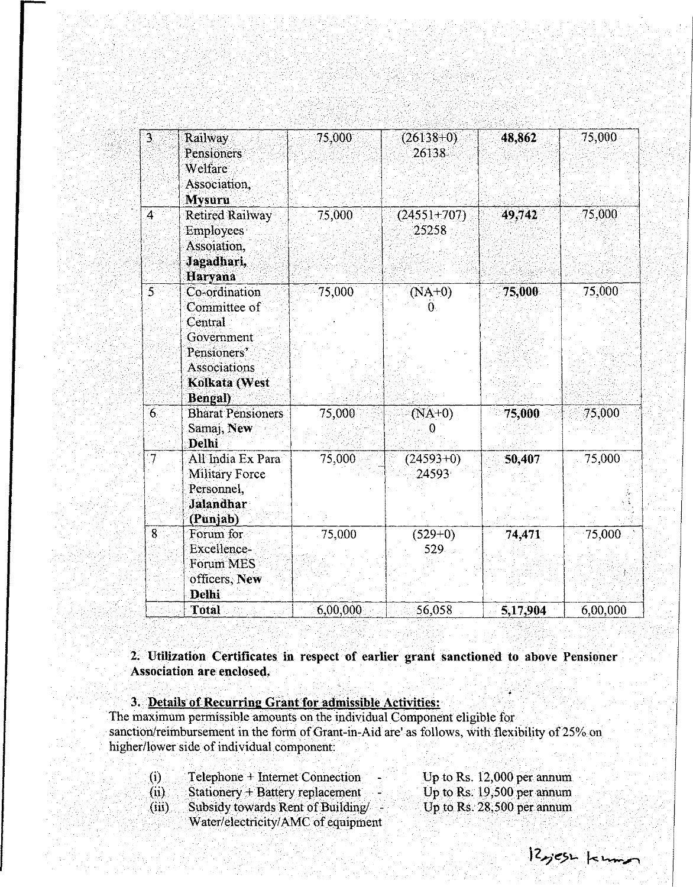| 3 | Railway Pensioners Welfare Association, **Mysuru** | 75,000 | (26138+0) 26138 | **48,862** | 75,000 |
|---|---|---|---|---|---|
| 4 | Retired Railway Employees Assoiation, **Jagadhari, Haryana** | 75,000 | (24551+707) 25258 | **49,742** | 75,000 |
| 5 | Co-ordination Committee of Central Government Pensioners' Associations **Kolkata (West Bengal)** | 75,000 | (NA+0) 0 | **75,000** | 75,000 |
| 6 | Bharat Pensioners Samaj, **New Delhi** | 75,000 | (NA+0) 0 | **75,000** | 75,000 |
| 7 | All India Ex Para Military Force Personnel, **Jalandhar (Punjab)** | 75,000 | (24593+0) 24593 | **50,407** | 75,000 |
| 8 | Forum for Excellence-Forum MES officers, **New Delhi** | 75,000 | (529+0) 529 | **74,471** | 75,000 |
| | **Total** | 6,00,000 | 56,058 | **5,17,904** | 6,00,000 |

**2. Utilization Certificates in respect of earlier grant sanctioned to above Pensioner Association are enclosed.**

**3. Details of Recurring Grant for admissible Activities:**

The maximum permissible amounts on the individual Component eligible for sanction/reimbursement in the form of Grant-in-Aid are' as follows, with flexibility of 25% on higher/lower side of individual component:

(i) Telephone + Internet Connection - Up to Rs. 12,000 per annum

(ii) Stationery + Battery replacement - Up to Rs. 19,500 per annum

(iii) Subsidy towards Rent of Building/ Water/electricity/AMC of equipment - Up to Rs. 28,500 per annum

Rajesh kumar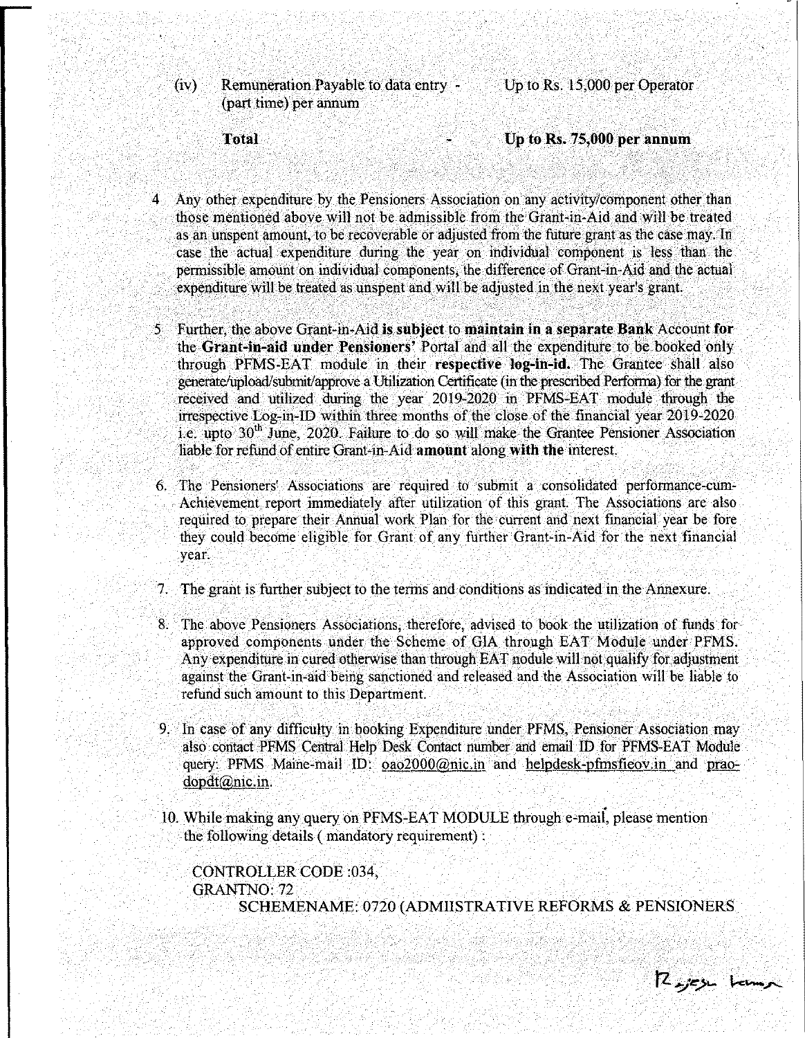(iv) Remuneration Payable to data entry (part time) per annum - Up to Rs. 15,000 per Operator

**Total** - **Up to Rs. 75,000 per annum**

4 Any other expenditure by the Pensioners Association on any activity/component other than those mentioned above will not be admissible from the Grant-in-Aid and will be treated as an unspent amount, to be recoverable or adjusted from the future grant as the case may. In case the actual expenditure during the year on individual component is less than the permissible amount on individual components, the difference of Grant-in-Aid and the actual expenditure will be treated as unspent and will be adjusted in the next year's grant.

5 Further, the above Grant-in-Aid **is subject** to **maintain in a separate Bank** Account **for** the **Grant-in-aid under Pensioners'** Portal and all the expenditure to be booked only through PFMS-EAT module in their **respective log-in-id.** The Grantee shall also generate/upload/submit/approve a Utilization Certificate (in the prescribed Performa) for the grant received and utilized during the year 2019-2020 in PFMS-EAT module through the irrespective Log-in-ID within three months of the close of the financial year 2019-2020 i.e. upto 30th June, 2020. Failure to do so will make the Grantee Pensioner Association liable for refund of entire Grant-in-Aid **amount** along **with the** interest.

6. The Pensioners' Associations are required to submit a consolidated performance-cum-Achievement report immediately after utilization of this grant. The Associations are also required to prepare their Annual work Plan for the current and next financial year be fore they could become eligible for Grant of any further Grant-in-Aid for the next financial year.

7. The grant is further subject to the terms and conditions as indicated in the Annexure.

8. The above Pensioners Associations, therefore, advised to book the utilization of funds for approved components under the Scheme of GIA through EAT Module under PFMS. Any expenditure in cured otherwise than through EAT nodule will not qualify for adjustment against the Grant-in-aid being sanctioned and released and the Association will be liable to refund such amount to this Department.

9. In case of any difficulty in booking Expenditure under PFMS, Pensioner Association may also contact PFMS Central Help Desk Contact number and email ID for PFMS-EAT Module query: PFMS Maine-mail ID: oao2000@nic.in and helpdesk-pfmsfieov.in and prao-dopdt@nic.in.

10. While making any query on PFMS-EAT MODULE through e-mail, please mention the following details ( mandatory requirement) :

CONTROLLER CODE :034,
GRANTNO: 72
SCHEMENAME: 0720 (ADMIISTRATIVE REFORMS & PENSIONERS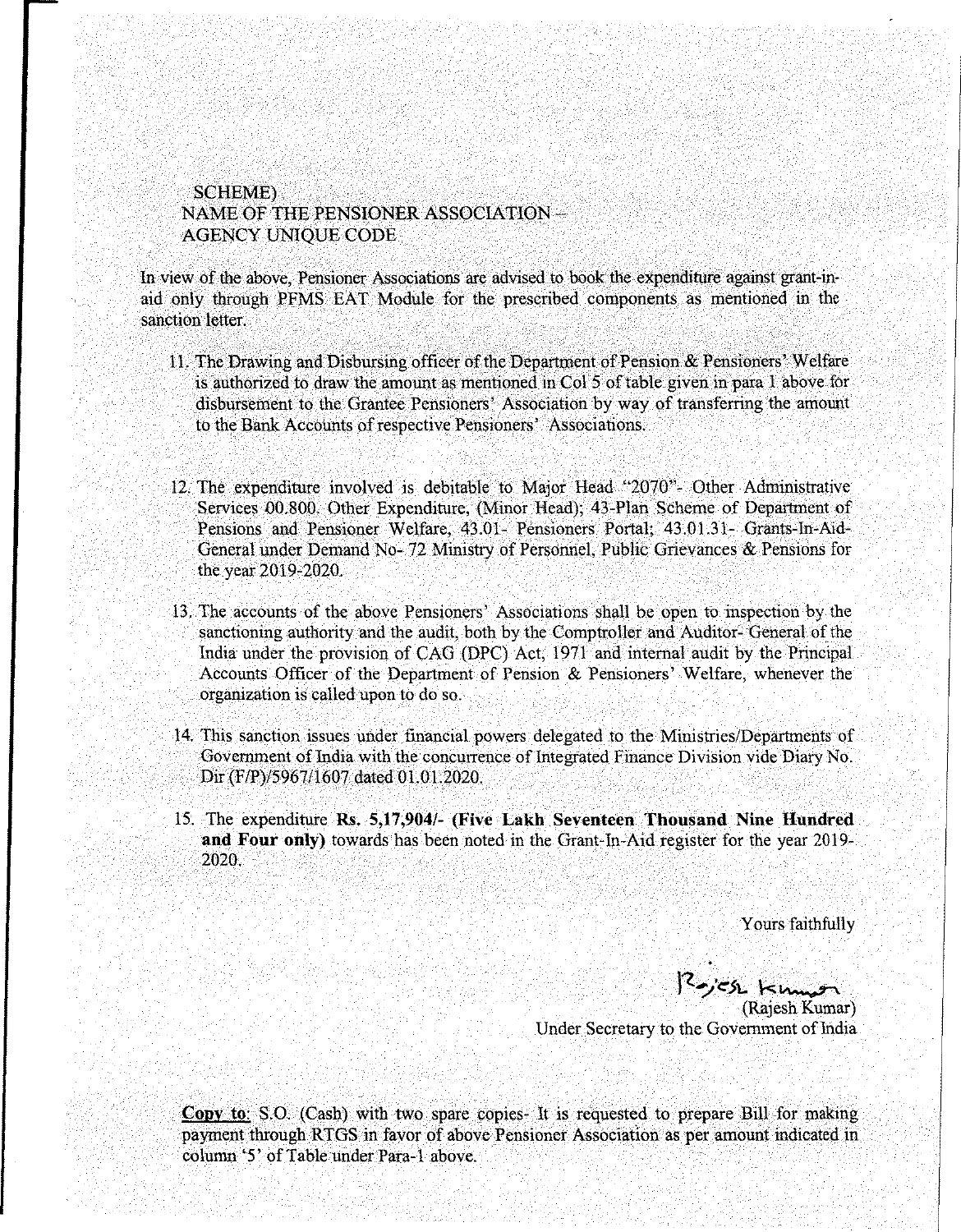SCHEME)
NAME OF THE PENSIONER ASSOCIATION –
AGENCY UNIQUE CODE

In view of the above, Pensioner Associations are advised to book the expenditure against grant-in-aid only through PFMS EAT Module for the prescribed components as mentioned in the sanction letter.

11. The Drawing and Disbursing officer of the Department of Pension & Pensioners' Welfare is authorized to draw the amount as mentioned in Col 5 of table given in para 1 above for disbursement to the Grantee Pensioners' Association by way of transferring the amount to the Bank Accounts of respective Pensioners' Associations.

12. The expenditure involved is debitable to Major Head "2070"- Other Administrative Services 00.800. Other Expenditure, (Minor Head); 43-Plan Scheme of Department of Pensions and Pensioner Welfare, 43.01- Pensioners Portal; 43.01.31- Grants-In-Aid-General under Demand No- 72 Ministry of Personnel, Public Grievances & Pensions for the year 2019-2020.

13. The accounts of the above Pensioners' Associations shall be open to inspection by the sanctioning authority and the audit, both by the Comptroller and Auditor- General of the India under the provision of CAG (DPC) Act, 1971 and internal audit by the Principal Accounts Officer of the Department of Pension & Pensioners' Welfare, whenever the organization is called upon to do so.

14. This sanction issues under financial powers delegated to the Ministries/Departments of Government of India with the concurrence of Integrated Finance Division vide Diary No. Dir (F/P)/5967/1607 dated 01.01.2020.

15. The expenditure **Rs. 5,17,904/- (Five Lakh Seventeen Thousand Nine Hundred and Four only)** towards has been noted in the Grant-In-Aid register for the year 2019-2020.

Yours faithfully

Rajesh Kumar

(Rajesh Kumar)
Under Secretary to the Government of India

**Copy to**: S.O. (Cash) with two spare copies- It is requested to prepare Bill for making payment through RTGS in favor of above Pensioner Association as per amount indicated in column '5' of Table under Para-1 above.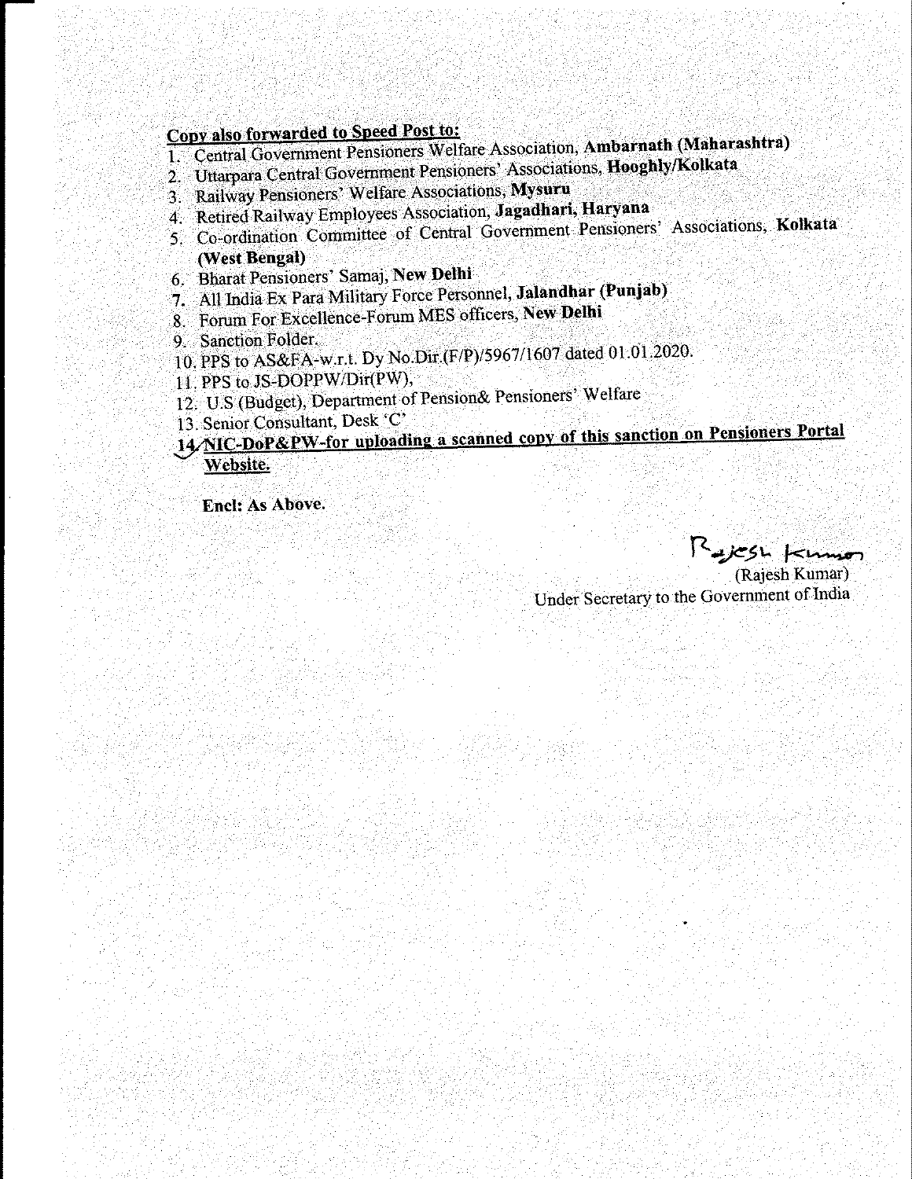**<u>Copy also forwarded to Speed Post to:</u>**

1. Central Government Pensioners Welfare Association, **Ambarnath (Maharashtra)**
2. Uttarpara Central Government Pensioners' Associations, **Hooghly/Kolkata**
3. Railway Pensioners' Welfare Associations, **Mysuru**
4. Retired Railway Employees Association, **Jagadhari, Haryana**
5. Co-ordination Committee of Central Government Pensioners' Associations, **Kolkata (West Bengal)**
6. Bharat Pensioners' Samaj, **New Delhi**
7. All India Ex Para Military Force Personnel, **Jalandhar (Punjab)**
8. Forum For Excellence-Forum MES officers, **New Delhi**
9. Sanction Folder.
10. PPS to AS&FA-w.r.t. Dy No.Dir.(F/P)/5967/1607 dated 01.01.2020.
11. PPS to JS-DOPPW/Dir(PW),
12. U.S (Budget), Department of Pension& Pensioners' Welfare
13. Senior Consultant, Desk 'C'
14. **<u>NIC-DoP&PW-for uploading a scanned copy of this sanction on Pensioners Portal Website.</u>**

**Encl: As Above.**

Rajesh Kumar
(Rajesh Kumar)
Under Secretary to the Government of India